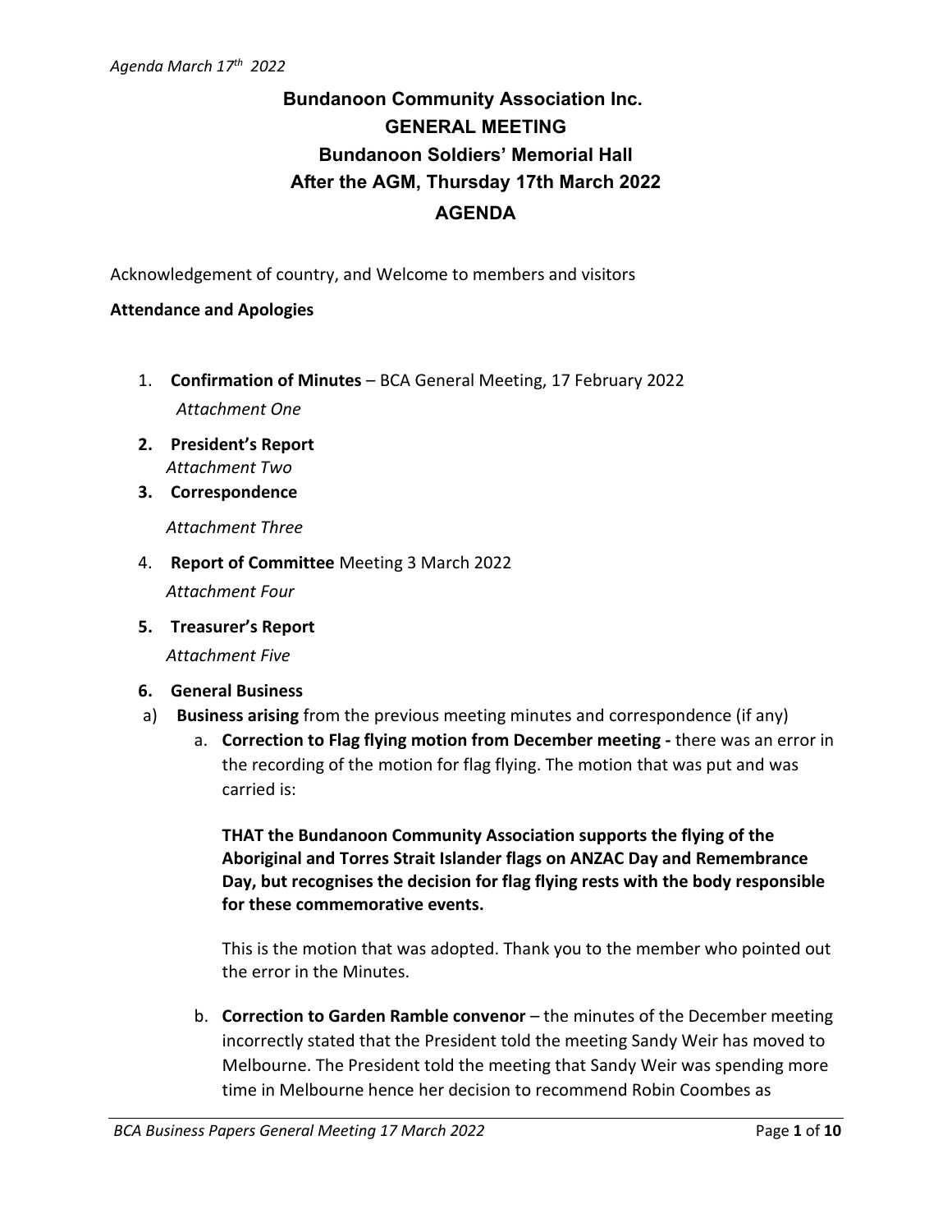# Bundanoon Community Association Inc.

## GENERAL MEETING

## Bundanoon Soldiers' Memorial Hall

## After the AGM, Thursday 17th March 2022

## AGENDA

Acknowledgement of country, and Welcome to members and visitors

**Attendance and Apologies**

1. **Confirmation of Minutes** – BCA General Meeting, 17 February 2022
   *Attachment One*
2. **President's Report**
   *Attachment Two*
3. **Correspondence**
   *Attachment Three*
4. **Report of Committee** Meeting 3 March 2022
   *Attachment Four*
5. **Treasurer's Report**
   *Attachment Five*
6. **General Business**

a) **Business arising** from the previous meeting minutes and correspondence (if any)

   a. **Correction to Flag flying motion from December meeting -** there was an error in the recording of the motion for flag flying. The motion that was put and was carried is:

      **THAT the Bundanoon Community Association supports the flying of the Aboriginal and Torres Strait Islander flags on ANZAC Day and Remembrance Day, but recognises the decision for flag flying rests with the body responsible for these commemorative events.**

      This is the motion that was adopted. Thank you to the member who pointed out the error in the Minutes.

   b. **Correction to Garden Ramble convenor** – the minutes of the December meeting incorrectly stated that the President told the meeting Sandy Weir has moved to Melbourne. The President told the meeting that Sandy Weir was spending more time in Melbourne hence her decision to recommend Robin Coombes as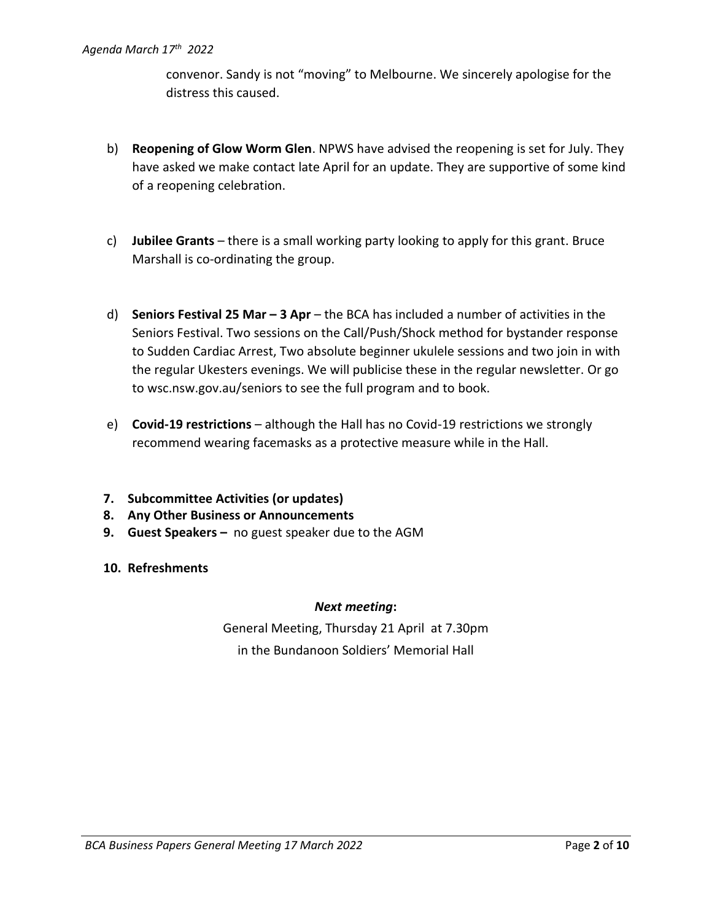convenor. Sandy is not “moving” to Melbourne. We sincerely apologise for the distress this caused.

b) **Reopening of Glow Worm Glen**. NPWS have advised the reopening is set for July. They have asked we make contact late April for an update. They are supportive of some kind of a reopening celebration.

c) **Jubilee Grants** – there is a small working party looking to apply for this grant. Bruce Marshall is co-ordinating the group.

d) **Seniors Festival 25 Mar – 3 Apr** – the BCA has included a number of activities in the Seniors Festival. Two sessions on the Call/Push/Shock method for bystander response to Sudden Cardiac Arrest, Two absolute beginner ukulele sessions and two join in with the regular Ukesters evenings. We will publicise these in the regular newsletter. Or go to wsc.nsw.gov.au/seniors to see the full program and to book.

e) **Covid-19 restrictions** – although the Hall has no Covid-19 restrictions we strongly recommend wearing facemasks as a protective measure while in the Hall.

**7. Subcommittee Activities (or updates)**

**8. Any Other Business or Announcements**

**9. Guest Speakers –** no guest speaker due to the AGM

**10. Refreshments**

***Next meeting*:**

General Meeting, Thursday 21 April at 7.30pm
in the Bundanoon Soldiers’ Memorial Hall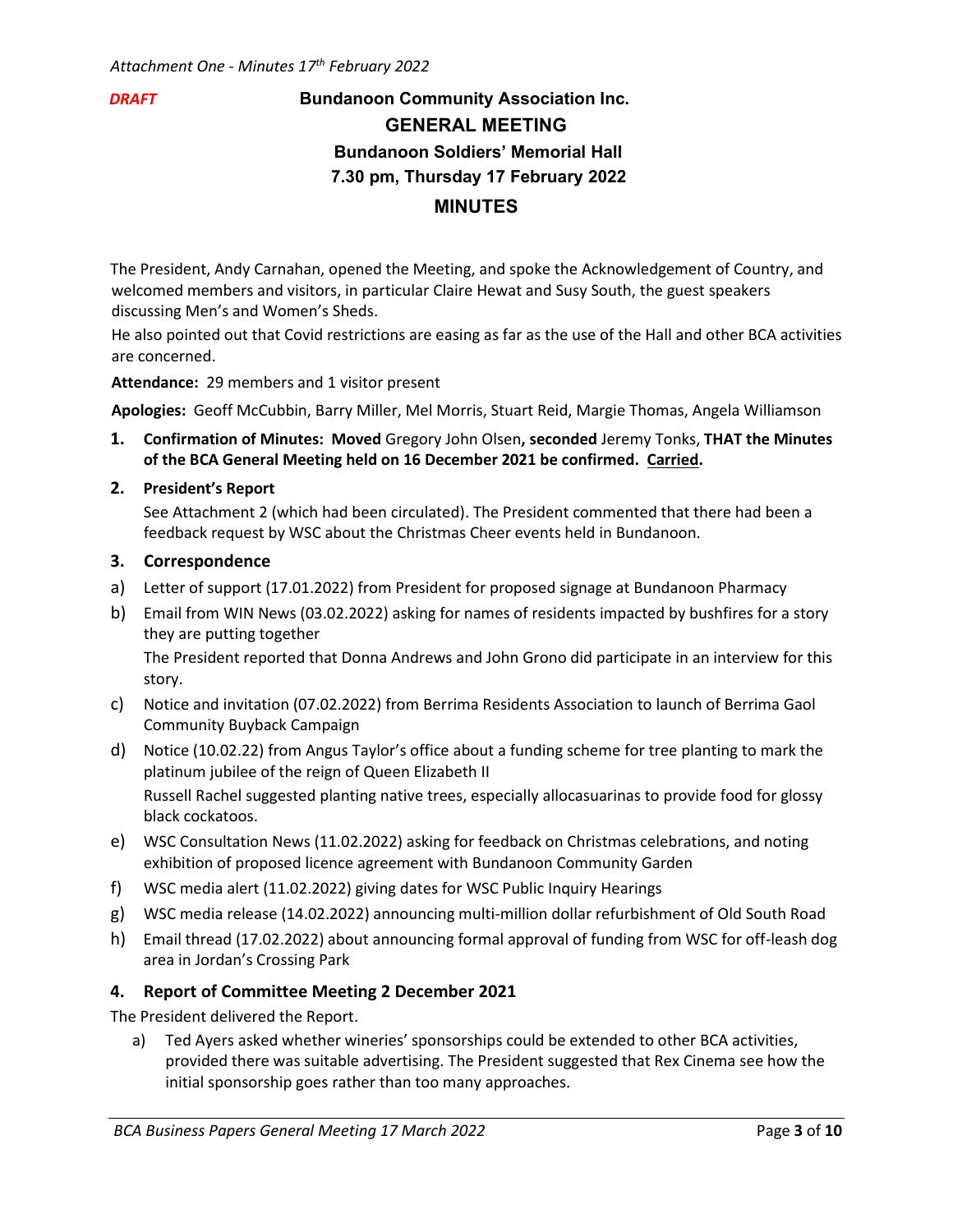*Attachment One - Minutes 17th February 2022*

***DRAFT***

**Bundanoon Community Association Inc.**

# GENERAL MEETING

**Bundanoon Soldiers' Memorial Hall**

**7.30 pm, Thursday 17 February 2022**

## MINUTES

The President, Andy Carnahan, opened the Meeting, and spoke the Acknowledgement of Country, and welcomed members and visitors, in particular Claire Hewat and Susy South, the guest speakers discussing Men's and Women's Sheds.

He also pointed out that Covid restrictions are easing as far as the use of the Hall and other BCA activities are concerned.

**Attendance:** 29 members and 1 visitor present

**Apologies:** Geoff McCubbin, Barry Miller, Mel Morris, Stuart Reid, Margie Thomas, Angela Williamson

**1. Confirmation of Minutes: Moved** Gregory John Olsen**, seconded** Jeremy Tonks, **THAT the Minutes of the BCA General Meeting held on 16 December 2021 be confirmed. Carried.**

**2. President's Report**

See Attachment 2 (which had been circulated). The President commented that there had been a feedback request by WSC about the Christmas Cheer events held in Bundanoon.

### 3. Correspondence

a) Letter of support (17.01.2022) from President for proposed signage at Bundanoon Pharmacy

b) Email from WIN News (03.02.2022) asking for names of residents impacted by bushfires for a story they are putting together

The President reported that Donna Andrews and John Grono did participate in an interview for this story.

c) Notice and invitation (07.02.2022) from Berrima Residents Association to launch of Berrima Gaol Community Buyback Campaign

d) Notice (10.02.22) from Angus Taylor's office about a funding scheme for tree planting to mark the platinum jubilee of the reign of Queen Elizabeth II

Russell Rachel suggested planting native trees, especially allocasuarinas to provide food for glossy black cockatoos.

e) WSC Consultation News (11.02.2022) asking for feedback on Christmas celebrations, and noting exhibition of proposed licence agreement with Bundanoon Community Garden

f) WSC media alert (11.02.2022) giving dates for WSC Public Inquiry Hearings

g) WSC media release (14.02.2022) announcing multi-million dollar refurbishment of Old South Road

h) Email thread (17.02.2022) about announcing formal approval of funding from WSC for off-leash dog area in Jordan's Crossing Park

### 4. Report of Committee Meeting 2 December 2021

The President delivered the Report.

a) Ted Ayers asked whether wineries' sponsorships could be extended to other BCA activities, provided there was suitable advertising. The President suggested that Rex Cinema see how the initial sponsorship goes rather than too many approaches.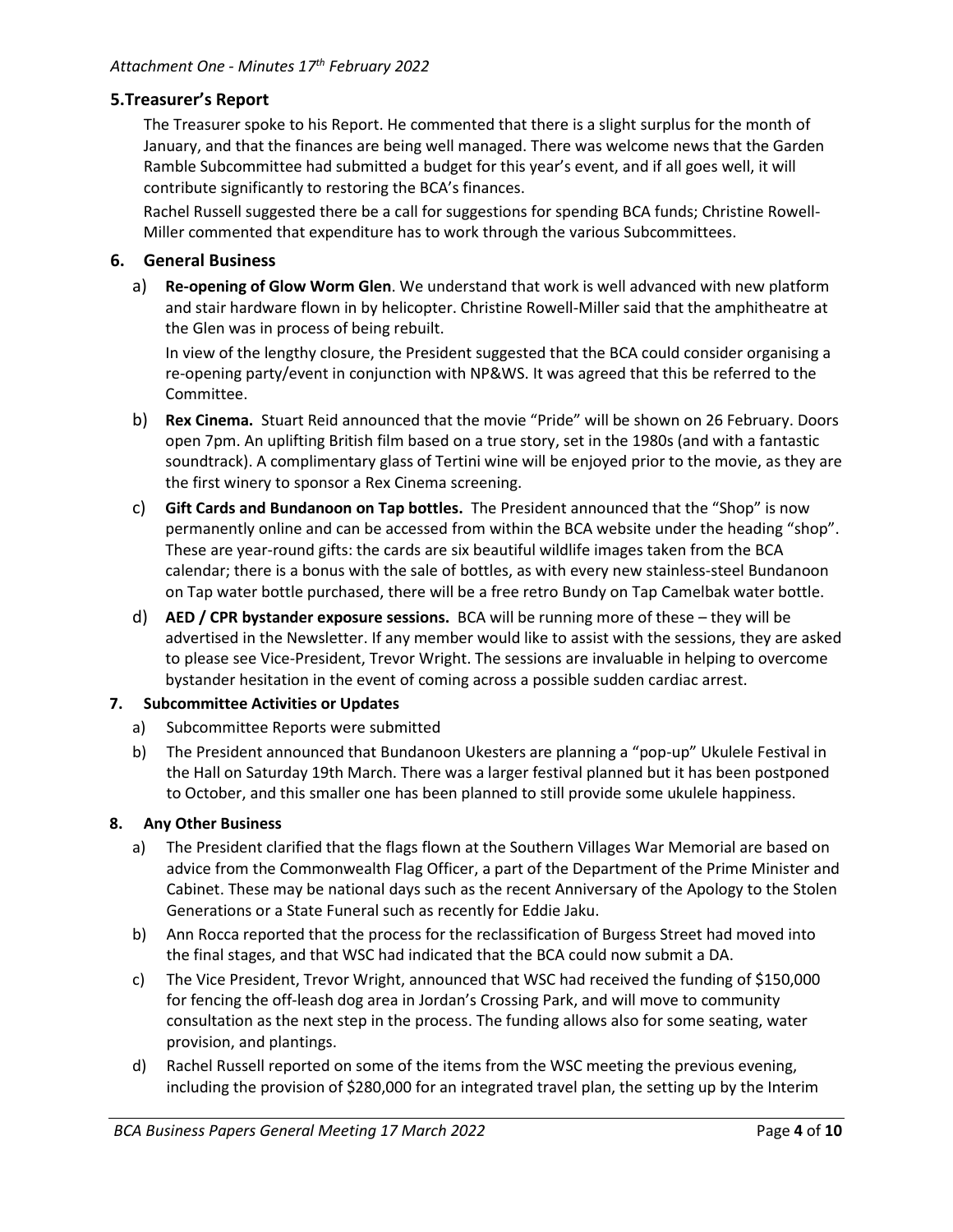*Attachment One - Minutes 17th February 2022*

## 5. Treasurer's Report

The Treasurer spoke to his Report. He commented that there is a slight surplus for the month of January, and that the finances are being well managed. There was welcome news that the Garden Ramble Subcommittee had submitted a budget for this year's event, and if all goes well, it will contribute significantly to restoring the BCA's finances.

Rachel Russell suggested there be a call for suggestions for spending BCA funds; Christine Rowell-Miller commented that expenditure has to work through the various Subcommittees.

## 6. General Business

a) **Re-opening of Glow Worm Glen**. We understand that work is well advanced with new platform and stair hardware flown in by helicopter. Christine Rowell-Miller said that the amphitheatre at the Glen was in process of being rebuilt.

In view of the lengthy closure, the President suggested that the BCA could consider organising a re-opening party/event in conjunction with NP&WS. It was agreed that this be referred to the Committee.

b) **Rex Cinema.** Stuart Reid announced that the movie "Pride" will be shown on 26 February. Doors open 7pm. An uplifting British film based on a true story, set in the 1980s (and with a fantastic soundtrack). A complimentary glass of Tertini wine will be enjoyed prior to the movie, as they are the first winery to sponsor a Rex Cinema screening.

c) **Gift Cards and Bundanoon on Tap bottles.** The President announced that the "Shop" is now permanently online and can be accessed from within the BCA website under the heading "shop". These are year-round gifts: the cards are six beautiful wildlife images taken from the BCA calendar; there is a bonus with the sale of bottles, as with every new stainless-steel Bundanoon on Tap water bottle purchased, there will be a free retro Bundy on Tap Camelbak water bottle.

d) **AED / CPR bystander exposure sessions.** BCA will be running more of these – they will be advertised in the Newsletter. If any member would like to assist with the sessions, they are asked to please see Vice-President, Trevor Wright. The sessions are invaluable in helping to overcome bystander hesitation in the event of coming across a possible sudden cardiac arrest.

## 7. Subcommittee Activities or Updates

a) Subcommittee Reports were submitted

b) The President announced that Bundanoon Ukesters are planning a "pop-up" Ukulele Festival in the Hall on Saturday 19th March. There was a larger festival planned but it has been postponed to October, and this smaller one has been planned to still provide some ukulele happiness.

## 8. Any Other Business

a) The President clarified that the flags flown at the Southern Villages War Memorial are based on advice from the Commonwealth Flag Officer, a part of the Department of the Prime Minister and Cabinet. These may be national days such as the recent Anniversary of the Apology to the Stolen Generations or a State Funeral such as recently for Eddie Jaku.

b) Ann Rocca reported that the process for the reclassification of Burgess Street had moved into the final stages, and that WSC had indicated that the BCA could now submit a DA.

c) The Vice President, Trevor Wright, announced that WSC had received the funding of $150,000 for fencing the off-leash dog area in Jordan's Crossing Park, and will move to community consultation as the next step in the process. The funding allows also for some seating, water provision, and plantings.

d) Rachel Russell reported on some of the items from the WSC meeting the previous evening, including the provision of $280,000 for an integrated travel plan, the setting up by the Interim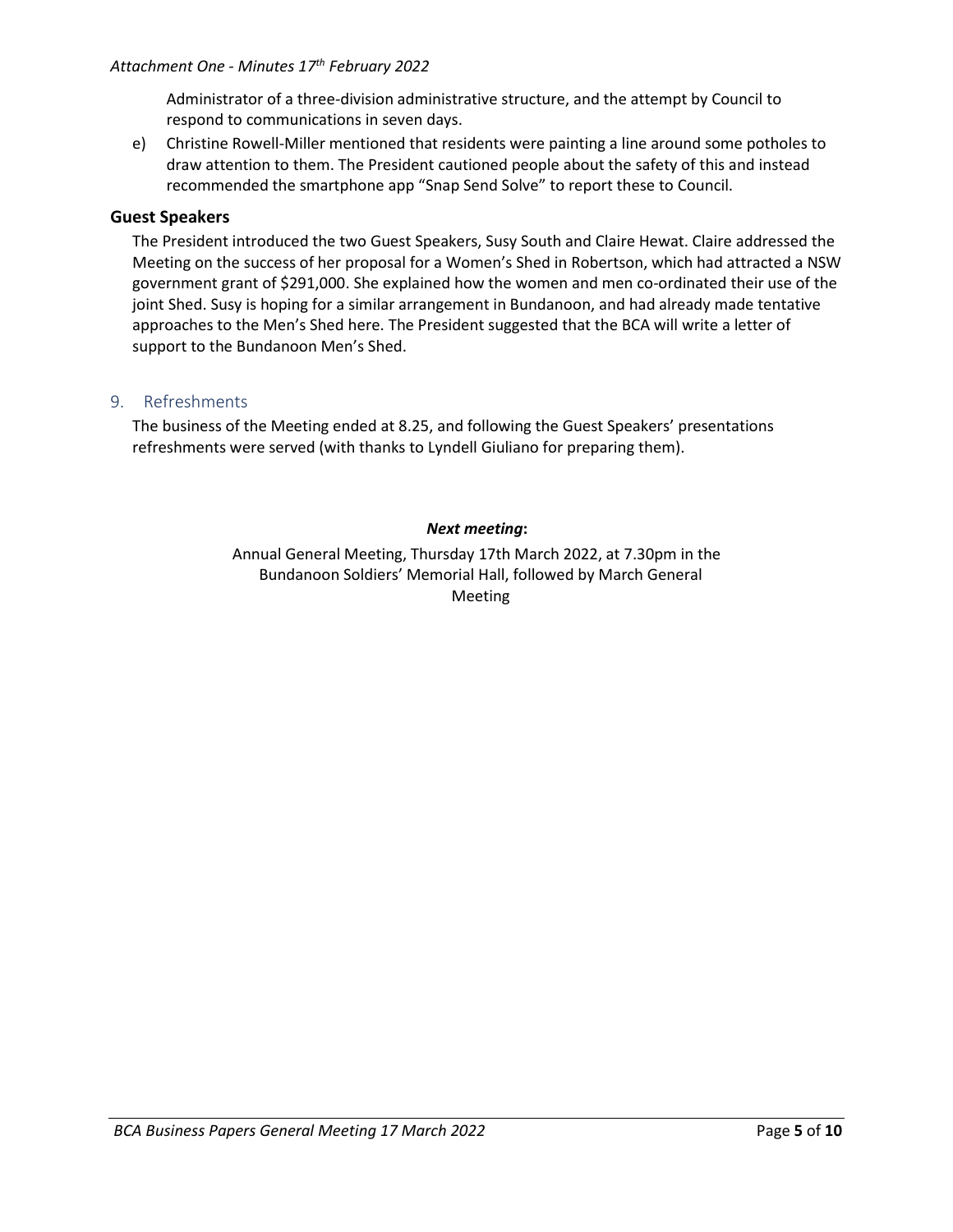Administrator of a three-division administrative structure, and the attempt by Council to respond to communications in seven days.

e) Christine Rowell-Miller mentioned that residents were painting a line around some potholes to draw attention to them. The President cautioned people about the safety of this and instead recommended the smartphone app "Snap Send Solve" to report these to Council.

### Guest Speakers

The President introduced the two Guest Speakers, Susy South and Claire Hewat. Claire addressed the Meeting on the success of her proposal for a Women's Shed in Robertson, which had attracted a NSW government grant of $291,000. She explained how the women and men co-ordinated their use of the joint Shed. Susy is hoping for a similar arrangement in Bundanoon, and had already made tentative approaches to the Men's Shed here. The President suggested that the BCA will write a letter of support to the Bundanoon Men's Shed.

## 9. Refreshments

The business of the Meeting ended at 8.25, and following the Guest Speakers' presentations refreshments were served (with thanks to Lyndell Giuliano for preparing them).

***Next meeting*:**

Annual General Meeting, Thursday 17th March 2022, at 7.30pm in the Bundanoon Soldiers' Memorial Hall, followed by March General Meeting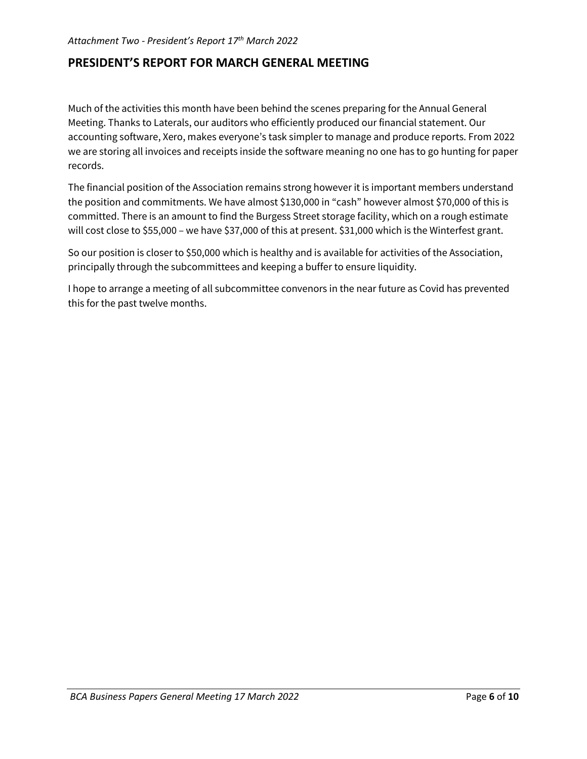*Attachment Two - President's Report 17th March 2022*

## PRESIDENT'S REPORT FOR MARCH GENERAL MEETING

Much of the activities this month have been behind the scenes preparing for the Annual General Meeting. Thanks to Laterals, our auditors who efficiently produced our financial statement. Our accounting software, Xero, makes everyone's task simpler to manage and produce reports. From 2022 we are storing all invoices and receipts inside the software meaning no one has to go hunting for paper records.

The financial position of the Association remains strong however it is important members understand the position and commitments. We have almost $130,000 in "cash" however almost $70,000 of this is committed. There is an amount to find the Burgess Street storage facility, which on a rough estimate will cost close to $55,000 – we have $37,000 of this at present. $31,000 which is the Winterfest grant.

So our position is closer to $50,000 which is healthy and is available for activities of the Association, principally through the subcommittees and keeping a buffer to ensure liquidity.

I hope to arrange a meeting of all subcommittee convenors in the near future as Covid has prevented this for the past twelve months.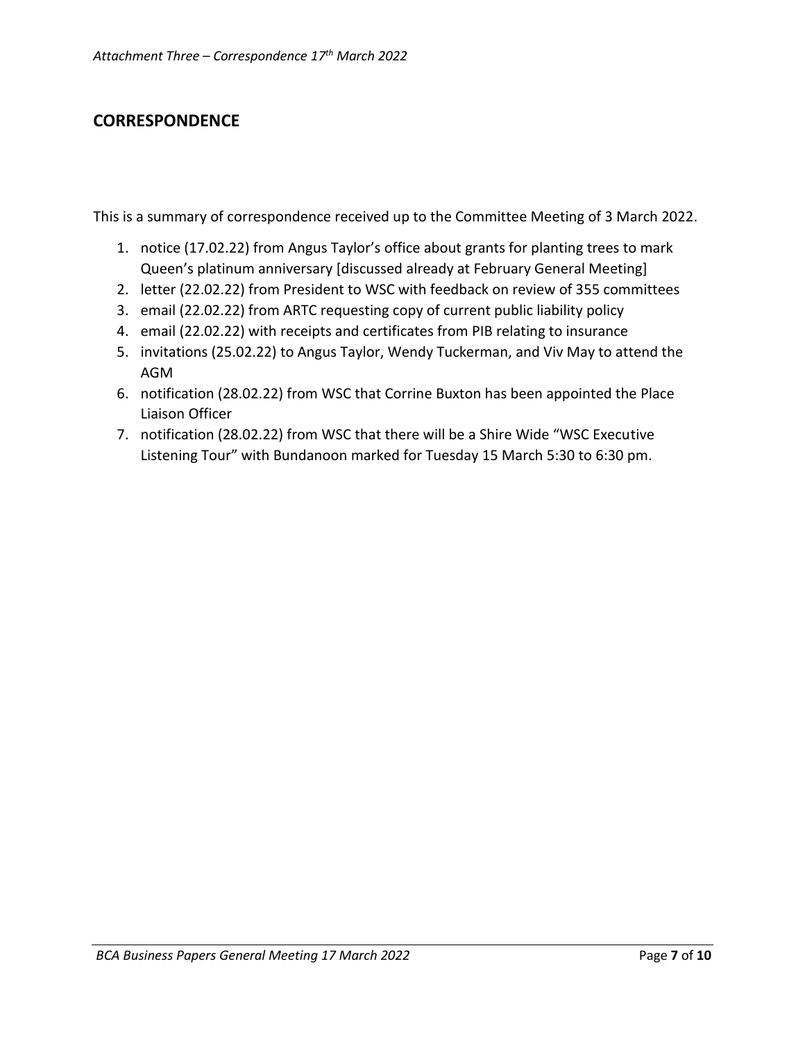## CORRESPONDENCE

This is a summary of correspondence received up to the Committee Meeting of 3 March 2022.

1. notice (17.02.22) from Angus Taylor's office about grants for planting trees to mark Queen's platinum anniversary [discussed already at February General Meeting]
2. letter (22.02.22) from President to WSC with feedback on review of 355 committees
3. email (22.02.22) from ARTC requesting copy of current public liability policy
4. email (22.02.22) with receipts and certificates from PIB relating to insurance
5. invitations (25.02.22) to Angus Taylor, Wendy Tuckerman, and Viv May to attend the AGM
6. notification (28.02.22) from WSC that Corrine Buxton has been appointed the Place Liaison Officer
7. notification (28.02.22) from WSC that there will be a Shire Wide "WSC Executive Listening Tour" with Bundanoon marked for Tuesday 15 March 5:30 to 6:30 pm.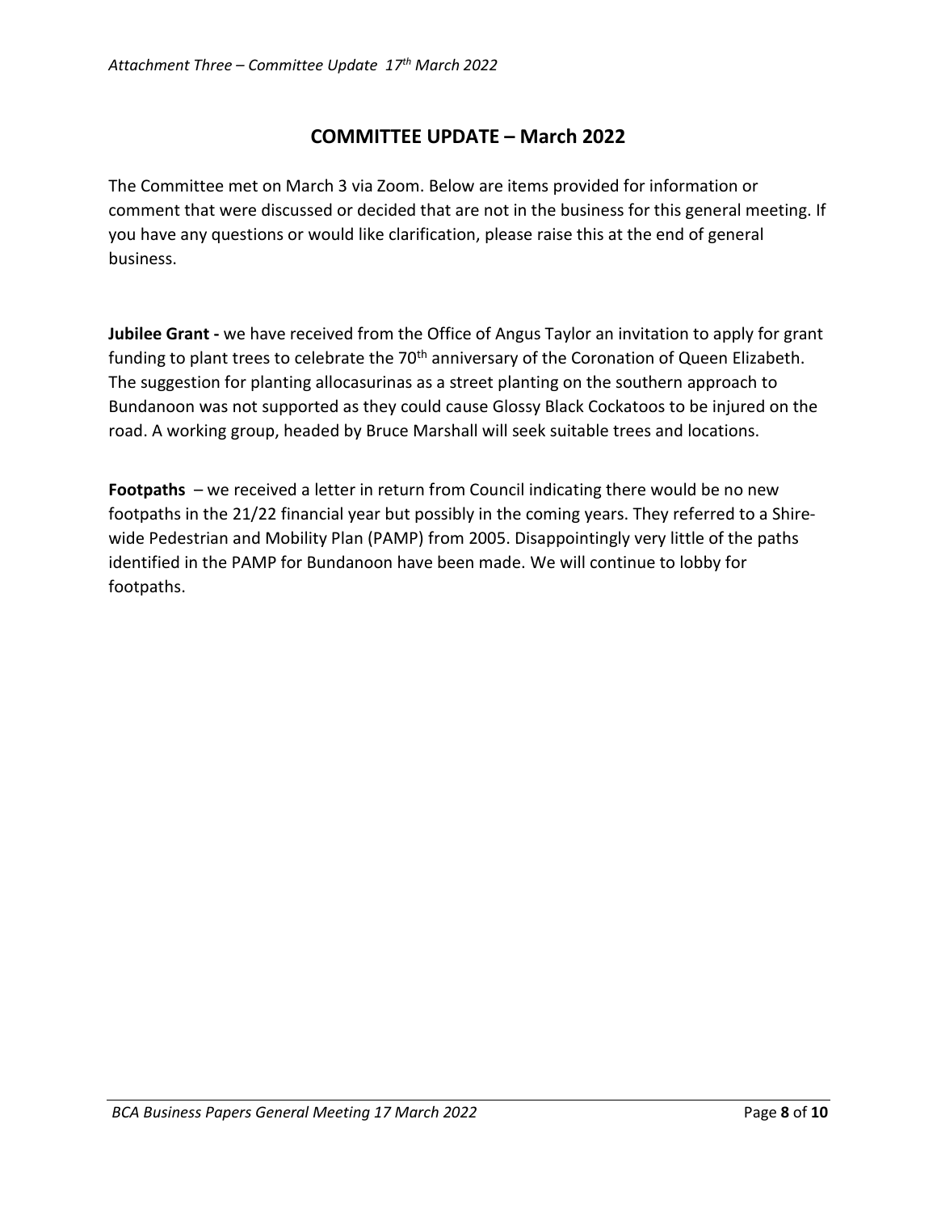*Attachment Three – Committee Update 17th March 2022*

## COMMITTEE UPDATE – March 2022

The Committee met on March 3 via Zoom. Below are items provided for information or comment that were discussed or decided that are not in the business for this general meeting. If you have any questions or would like clarification, please raise this at the end of general business.

**Jubilee Grant -** we have received from the Office of Angus Taylor an invitation to apply for grant funding to plant trees to celebrate the 70th anniversary of the Coronation of Queen Elizabeth. The suggestion for planting allocasurinas as a street planting on the southern approach to Bundanoon was not supported as they could cause Glossy Black Cockatoos to be injured on the road. A working group, headed by Bruce Marshall will seek suitable trees and locations.

**Footpaths** – we received a letter in return from Council indicating there would be no new footpaths in the 21/22 financial year but possibly in the coming years. They referred to a Shire-wide Pedestrian and Mobility Plan (PAMP) from 2005. Disappointingly very little of the paths identified in the PAMP for Bundanoon have been made. We will continue to lobby for footpaths.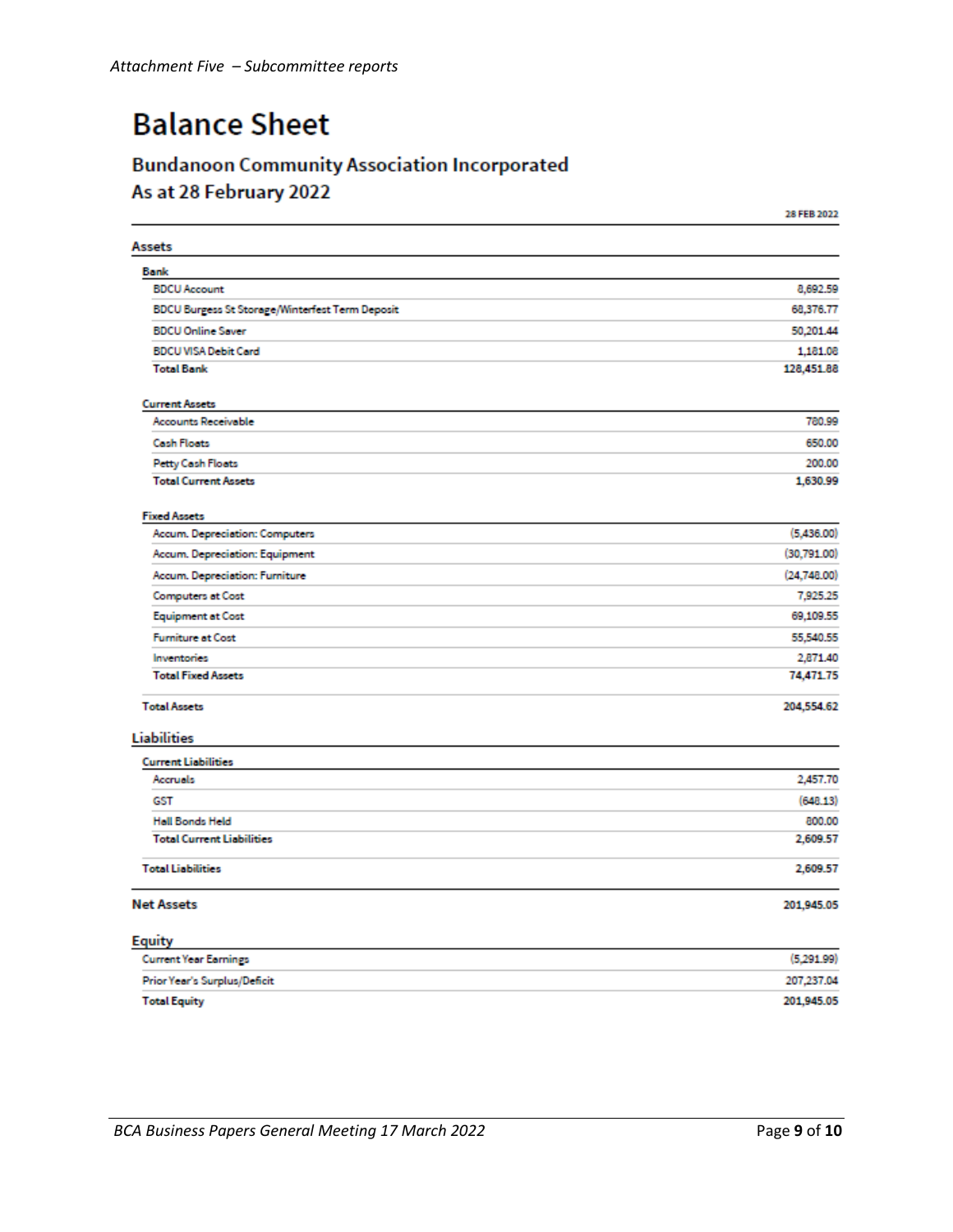*Attachment Five – Subcommittee reports*

# Balance Sheet

## Bundanoon Community Association Incorporated
## As at 28 February 2022

| | 28 FEB 2022 |
|---|---|
| **Assets** | |
| **Bank** | |
| BDCU Account | 8,692.59 |
| BDCU Burgess St Storage/Winterfest Term Deposit | 68,376.77 |
| BDCU Online Saver | 50,201.44 |
| BDCU VISA Debit Card | 1,181.08 |
| **Total Bank** | **128,451.88** |
| **Current Assets** | |
| Accounts Receivable | 780.99 |
| Cash Floats | 650.00 |
| Petty Cash Floats | 200.00 |
| **Total Current Assets** | **1,630.99** |
| **Fixed Assets** | |
| Accum. Depreciation: Computers | (5,436.00) |
| Accum. Depreciation: Equipment | (30,791.00) |
| Accum. Depreciation: Furniture | (24,748.00) |
| Computers at Cost | 7,925.25 |
| Equipment at Cost | 69,109.55 |
| Furniture at Cost | 55,540.55 |
| Inventories | 2,871.40 |
| **Total Fixed Assets** | **74,471.75** |
| **Total Assets** | **204,554.62** |
| **Liabilities** | |
| **Current Liabilities** | |
| Accruals | 2,457.70 |
| GST | (648.13) |
| Hall Bonds Held | 800.00 |
| **Total Current Liabilities** | **2,609.57** |
| **Total Liabilities** | **2,609.57** |
| **Net Assets** | **201,945.05** |
| **Equity** | |
| Current Year Earnings | (5,291.99) |
| Prior Year's Surplus/Deficit | 207,237.04 |
| **Total Equity** | **201,945.05** |

*BCA Business Papers General Meeting 17 March 2022*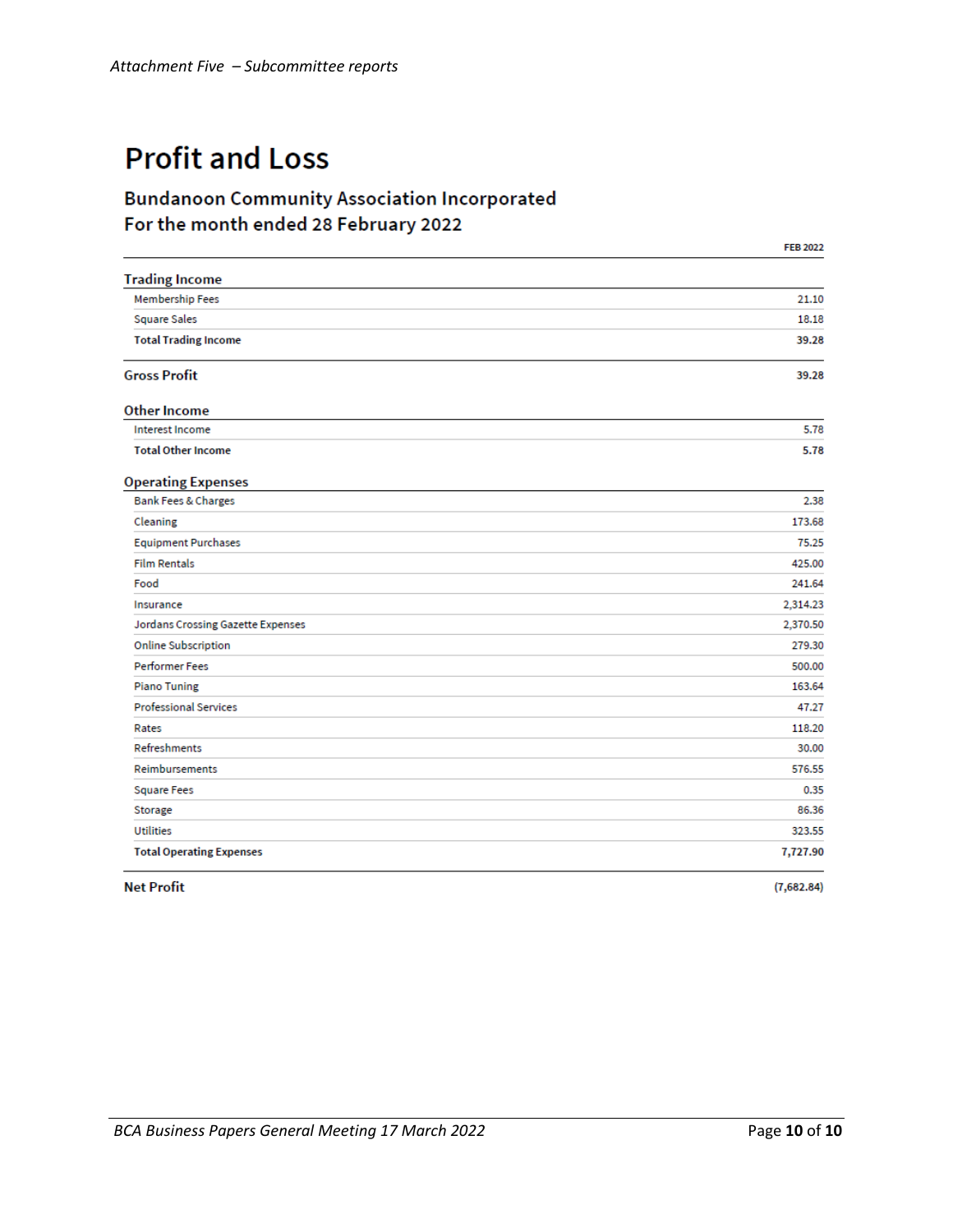*Attachment Five – Subcommittee reports*

# Profit and Loss

## Bundanoon Community Association Incorporated
## For the month ended 28 February 2022

| | FEB 2022 |
|---|---|
| **Trading Income** | |
| Membership Fees | 21.10 |
| Square Sales | 18.18 |
| **Total Trading Income** | **39.28** |
| **Gross Profit** | **39.28** |
| **Other Income** | |
| Interest Income | 5.78 |
| **Total Other Income** | **5.78** |
| **Operating Expenses** | |
| Bank Fees & Charges | 2.38 |
| Cleaning | 173.68 |
| Equipment Purchases | 75.25 |
| Film Rentals | 425.00 |
| Food | 241.64 |
| Insurance | 2,314.23 |
| Jordans Crossing Gazette Expenses | 2,370.50 |
| Online Subscription | 279.30 |
| Performer Fees | 500.00 |
| Piano Tuning | 163.64 |
| Professional Services | 47.27 |
| Rates | 118.20 |
| Refreshments | 30.00 |
| Reimbursements | 576.55 |
| Square Fees | 0.35 |
| Storage | 86.36 |
| Utilities | 323.55 |
| **Total Operating Expenses** | **7,727.90** |
| **Net Profit** | **(7,682.84)** |

*BCA Business Papers General Meeting 17 March 2022*